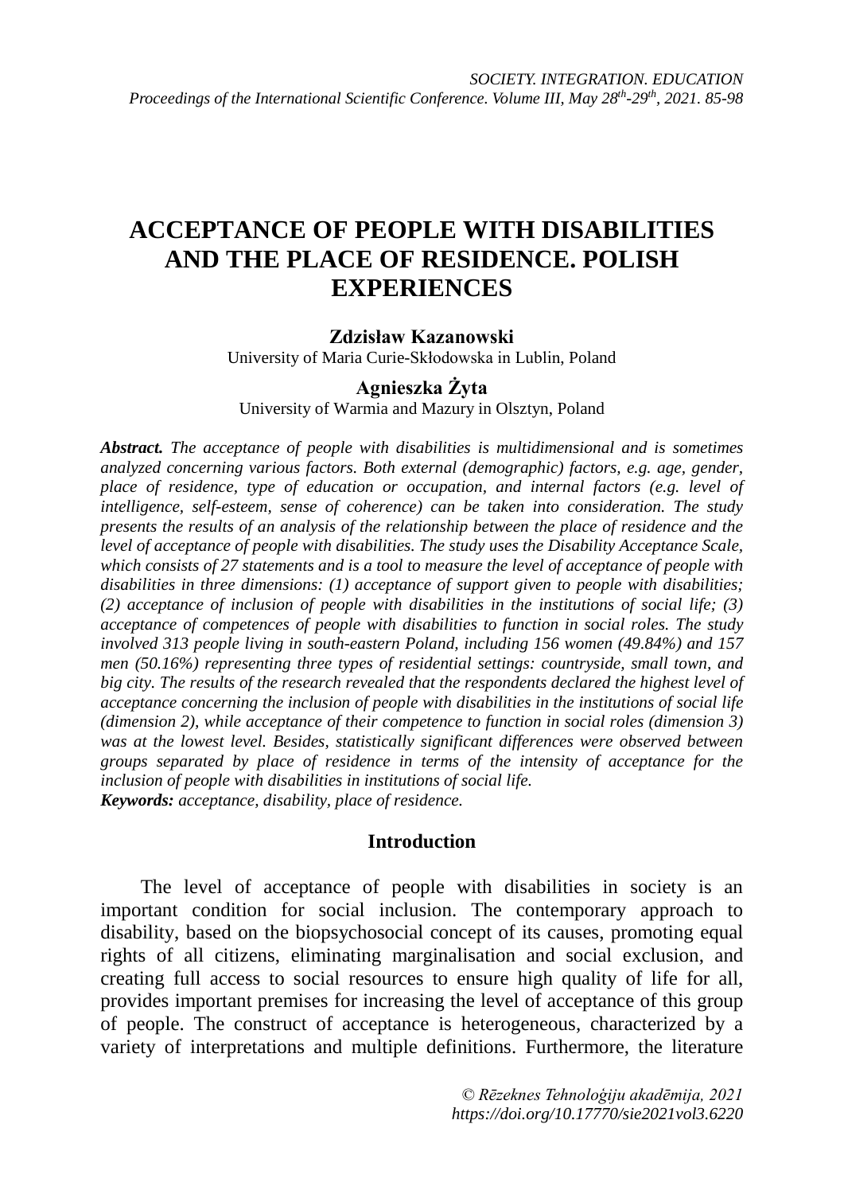# ACCEPTANCE OF PEOPLE WITH DISABILITIES AND THE PLACE OF RESIDENCE. POLISH EXPERIENCES

**Zdzisław Kazanowski**

University of Maria Curie-Skłodowska in Lublin, Poland

**Agnieszka Żyta**

University of Warmia and Mazury in Olsztyn, Poland

***Abstract.*** *The acceptance of people with disabilities is multidimensional and is sometimes analyzed concerning various factors. Both external (demographic) factors, e.g. age, gender, place of residence, type of education or occupation, and internal factors (e.g. level of intelligence, self-esteem, sense of coherence) can be taken into consideration. The study presents the results of an analysis of the relationship between the place of residence and the level of acceptance of people with disabilities. The study uses the Disability Acceptance Scale, which consists of 27 statements and is a tool to measure the level of acceptance of people with disabilities in three dimensions: (1) acceptance of support given to people with disabilities; (2) acceptance of inclusion of people with disabilities in the institutions of social life; (3) acceptance of competences of people with disabilities to function in social roles. The study involved 313 people living in south-eastern Poland, including 156 women (49.84%) and 157 men (50.16%) representing three types of residential settings: countryside, small town, and big city. The results of the research revealed that the respondents declared the highest level of acceptance concerning the inclusion of people with disabilities in the institutions of social life (dimension 2), while acceptance of their competence to function in social roles (dimension 3) was at the lowest level. Besides, statistically significant differences were observed between groups separated by place of residence in terms of the intensity of acceptance for the inclusion of people with disabilities in institutions of social life.*

***Keywords:*** *acceptance, disability, place of residence.*

## Introduction

The level of acceptance of people with disabilities in society is an important condition for social inclusion. The contemporary approach to disability, based on the biopsychosocial concept of its causes, promoting equal rights of all citizens, eliminating marginalisation and social exclusion, and creating full access to social resources to ensure high quality of life for all, provides important premises for increasing the level of acceptance of this group of people. The construct of acceptance is heterogeneous, characterized by a variety of interpretations and multiple definitions. Furthermore, the literature

*© Rēzeknes Tehnoloģiju akadēmija, 2021*
*https://doi.org/10.17770/sie2021vol3.6220*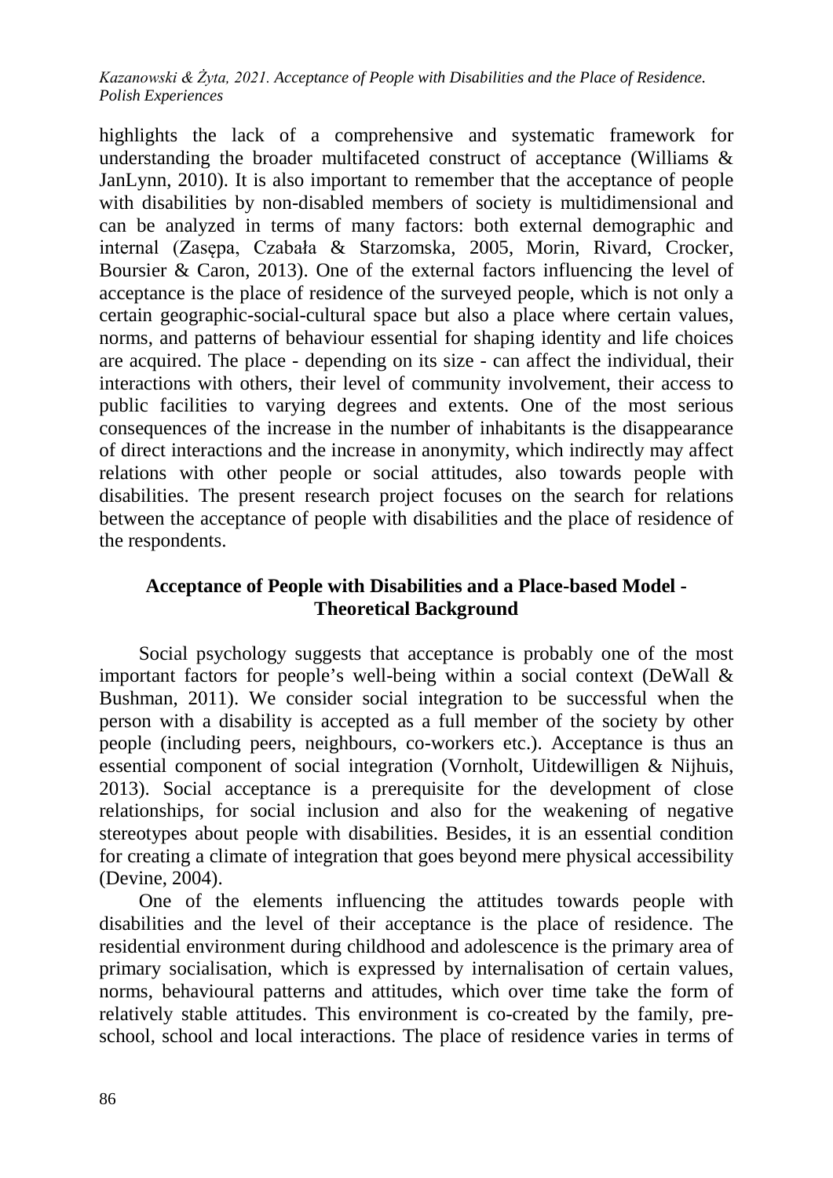highlights the lack of a comprehensive and systematic framework for understanding the broader multifaceted construct of acceptance (Williams & JanLynn, 2010). It is also important to remember that the acceptance of people with disabilities by non-disabled members of society is multidimensional and can be analyzed in terms of many factors: both external demographic and internal (Zasępa, Czabała & Starzomska, 2005, Morin, Rivard, Crocker, Boursier & Caron, 2013). One of the external factors influencing the level of acceptance is the place of residence of the surveyed people, which is not only a certain geographic-social-cultural space but also a place where certain values, norms, and patterns of behaviour essential for shaping identity and life choices are acquired. The place - depending on its size - can affect the individual, their interactions with others, their level of community involvement, their access to public facilities to varying degrees and extents. One of the most serious consequences of the increase in the number of inhabitants is the disappearance of direct interactions and the increase in anonymity, which indirectly may affect relations with other people or social attitudes, also towards people with disabilities. The present research project focuses on the search for relations between the acceptance of people with disabilities and the place of residence of the respondents.

## Acceptance of People with Disabilities and a Place-based Model - Theoretical Background

Social psychology suggests that acceptance is probably one of the most important factors for people's well-being within a social context (DeWall & Bushman, 2011). We consider social integration to be successful when the person with a disability is accepted as a full member of the society by other people (including peers, neighbours, co-workers etc.). Acceptance is thus an essential component of social integration (Vornholt, Uitdewilligen & Nijhuis, 2013). Social acceptance is a prerequisite for the development of close relationships, for social inclusion and also for the weakening of negative stereotypes about people with disabilities. Besides, it is an essential condition for creating a climate of integration that goes beyond mere physical accessibility (Devine, 2004).

One of the elements influencing the attitudes towards people with disabilities and the level of their acceptance is the place of residence. The residential environment during childhood and adolescence is the primary area of primary socialisation, which is expressed by internalisation of certain values, norms, behavioural patterns and attitudes, which over time take the form of relatively stable attitudes. This environment is co-created by the family, pre-school, school and local interactions. The place of residence varies in terms of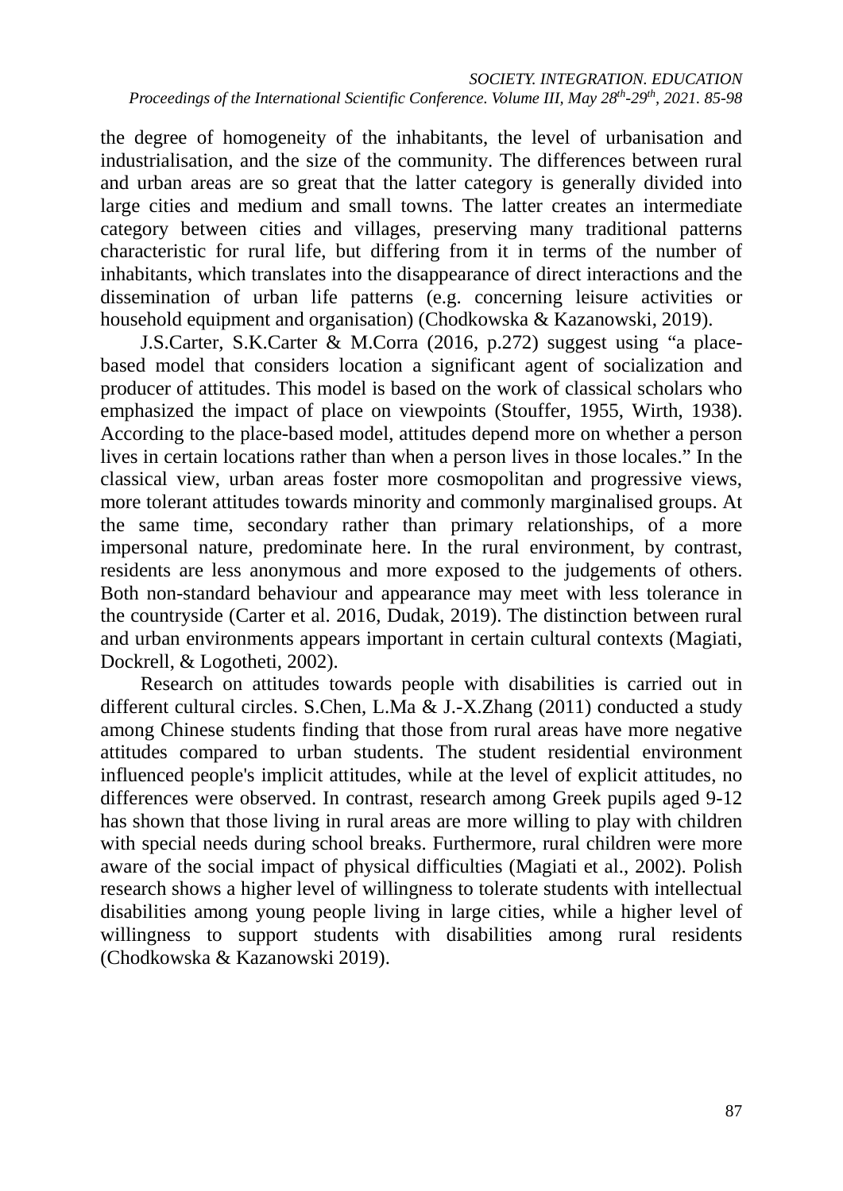the degree of homogeneity of the inhabitants, the level of urbanisation and industrialisation, and the size of the community. The differences between rural and urban areas are so great that the latter category is generally divided into large cities and medium and small towns. The latter creates an intermediate category between cities and villages, preserving many traditional patterns characteristic for rural life, but differing from it in terms of the number of inhabitants, which translates into the disappearance of direct interactions and the dissemination of urban life patterns (e.g. concerning leisure activities or household equipment and organisation) (Chodkowska & Kazanowski, 2019).

J.S.Carter, S.K.Carter & M.Corra (2016, p.272) suggest using "a place-based model that considers location a significant agent of socialization and producer of attitudes. This model is based on the work of classical scholars who emphasized the impact of place on viewpoints (Stouffer, 1955, Wirth, 1938). According to the place-based model, attitudes depend more on whether a person lives in certain locations rather than when a person lives in those locales." In the classical view, urban areas foster more cosmopolitan and progressive views, more tolerant attitudes towards minority and commonly marginalised groups. At the same time, secondary rather than primary relationships, of a more impersonal nature, predominate here. In the rural environment, by contrast, residents are less anonymous and more exposed to the judgements of others. Both non-standard behaviour and appearance may meet with less tolerance in the countryside (Carter et al. 2016, Dudak, 2019). The distinction between rural and urban environments appears important in certain cultural contexts (Magiati, Dockrell, & Logotheti, 2002).

Research on attitudes towards people with disabilities is carried out in different cultural circles. S.Chen, L.Ma & J.-X.Zhang (2011) conducted a study among Chinese students finding that those from rural areas have more negative attitudes compared to urban students. The student residential environment influenced people's implicit attitudes, while at the level of explicit attitudes, no differences were observed. In contrast, research among Greek pupils aged 9-12 has shown that those living in rural areas are more willing to play with children with special needs during school breaks. Furthermore, rural children were more aware of the social impact of physical difficulties (Magiati et al., 2002). Polish research shows a higher level of willingness to tolerate students with intellectual disabilities among young people living in large cities, while a higher level of willingness to support students with disabilities among rural residents (Chodkowska & Kazanowski 2019).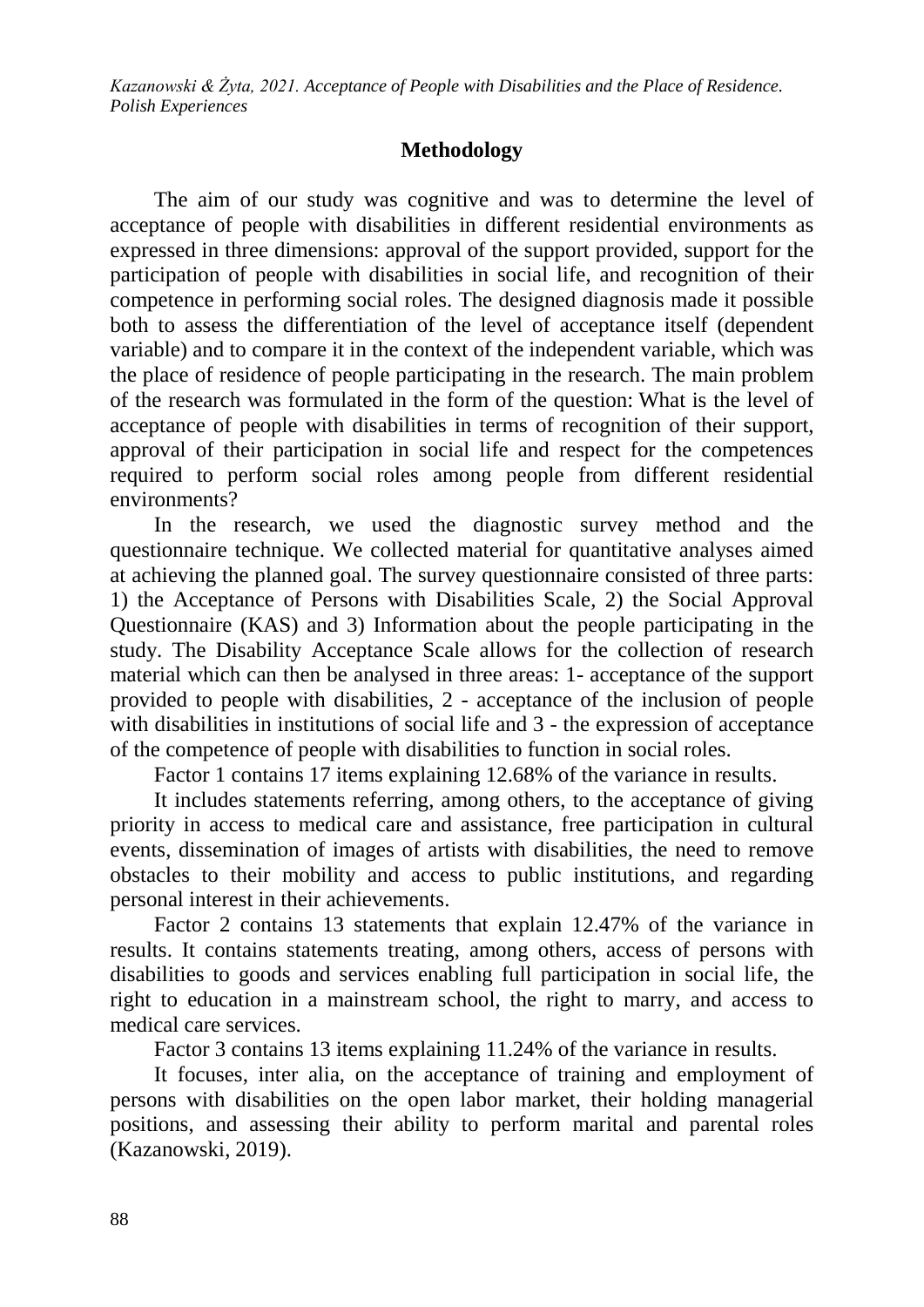## Methodology

The aim of our study was cognitive and was to determine the level of acceptance of people with disabilities in different residential environments as expressed in three dimensions: approval of the support provided, support for the participation of people with disabilities in social life, and recognition of their competence in performing social roles. The designed diagnosis made it possible both to assess the differentiation of the level of acceptance itself (dependent variable) and to compare it in the context of the independent variable, which was the place of residence of people participating in the research. The main problem of the research was formulated in the form of the question: What is the level of acceptance of people with disabilities in terms of recognition of their support, approval of their participation in social life and respect for the competences required to perform social roles among people from different residential environments?

In the research, we used the diagnostic survey method and the questionnaire technique. We collected material for quantitative analyses aimed at achieving the planned goal. The survey questionnaire consisted of three parts: 1) the Acceptance of Persons with Disabilities Scale, 2) the Social Approval Questionnaire (KAS) and 3) Information about the people participating in the study. The Disability Acceptance Scale allows for the collection of research material which can then be analysed in three areas: 1- acceptance of the support provided to people with disabilities, 2 - acceptance of the inclusion of people with disabilities in institutions of social life and 3 - the expression of acceptance of the competence of people with disabilities to function in social roles.

Factor 1 contains 17 items explaining 12.68% of the variance in results.

It includes statements referring, among others, to the acceptance of giving priority in access to medical care and assistance, free participation in cultural events, dissemination of images of artists with disabilities, the need to remove obstacles to their mobility and access to public institutions, and regarding personal interest in their achievements.

Factor 2 contains 13 statements that explain 12.47% of the variance in results. It contains statements treating, among others, access of persons with disabilities to goods and services enabling full participation in social life, the right to education in a mainstream school, the right to marry, and access to medical care services.

Factor 3 contains 13 items explaining 11.24% of the variance in results.

It focuses, inter alia, on the acceptance of training and employment of persons with disabilities on the open labor market, their holding managerial positions, and assessing their ability to perform marital and parental roles (Kazanowski, 2019).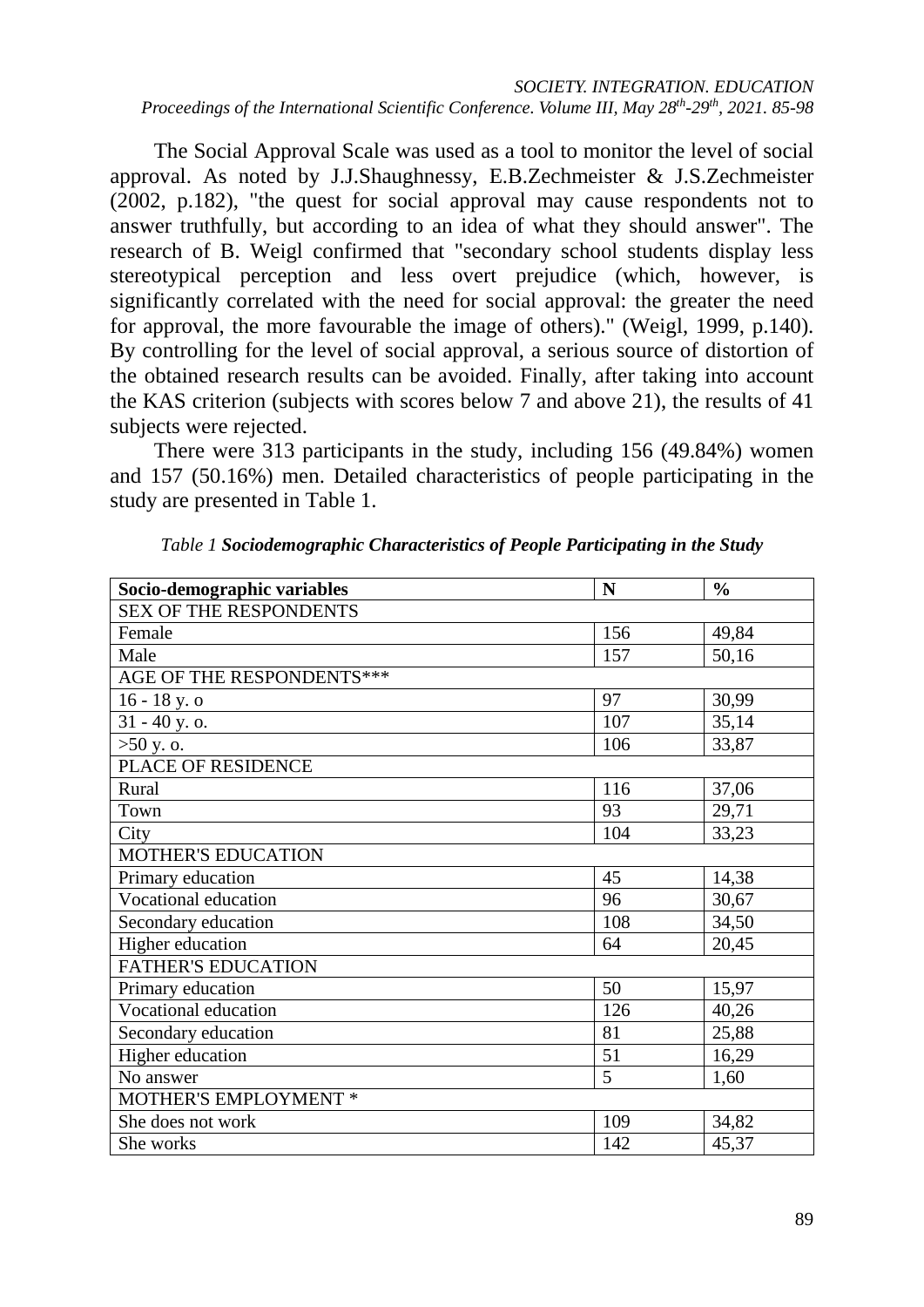The Social Approval Scale was used as a tool to monitor the level of social approval. As noted by J.J.Shaughnessy, E.B.Zechmeister & J.S.Zechmeister (2002, p.182), "the quest for social approval may cause respondents not to answer truthfully, but according to an idea of what they should answer". The research of B. Weigl confirmed that "secondary school students display less stereotypical perception and less overt prejudice (which, however, is significantly correlated with the need for social approval: the greater the need for approval, the more favourable the image of others)." (Weigl, 1999, p.140). By controlling for the level of social approval, a serious source of distortion of the obtained research results can be avoided. Finally, after taking into account the KAS criterion (subjects with scores below 7 and above 21), the results of 41 subjects were rejected.

There were 313 participants in the study, including 156 (49.84%) women and 157 (50.16%) men. Detailed characteristics of people participating in the study are presented in Table 1.

*Table 1* ***Sociodemographic Characteristics of People Participating in the Study***

| **Socio-demographic variables** | **N** | **%** |
|---|---|---|
| SEX OF THE RESPONDENTS | | |
| Female | 156 | 49,84 |
| Male | 157 | 50,16 |
| AGE OF THE RESPONDENTS*** | | |
| 16 - 18 y. o | 97 | 30,99 |
| 31 - 40 y. o. | 107 | 35,14 |
| >50 y. o. | 106 | 33,87 |
| PLACE OF RESIDENCE | | |
| Rural | 116 | 37,06 |
| Town | 93 | 29,71 |
| City | 104 | 33,23 |
| MOTHER'S EDUCATION | | |
| Primary education | 45 | 14,38 |
| Vocational education | 96 | 30,67 |
| Secondary education | 108 | 34,50 |
| Higher education | 64 | 20,45 |
| FATHER'S EDUCATION | | |
| Primary education | 50 | 15,97 |
| Vocational education | 126 | 40,26 |
| Secondary education | 81 | 25,88 |
| Higher education | 51 | 16,29 |
| No answer | 5 | 1,60 |
| MOTHER'S EMPLOYMENT * | | |
| She does not work | 109 | 34,82 |
| She works | 142 | 45,37 |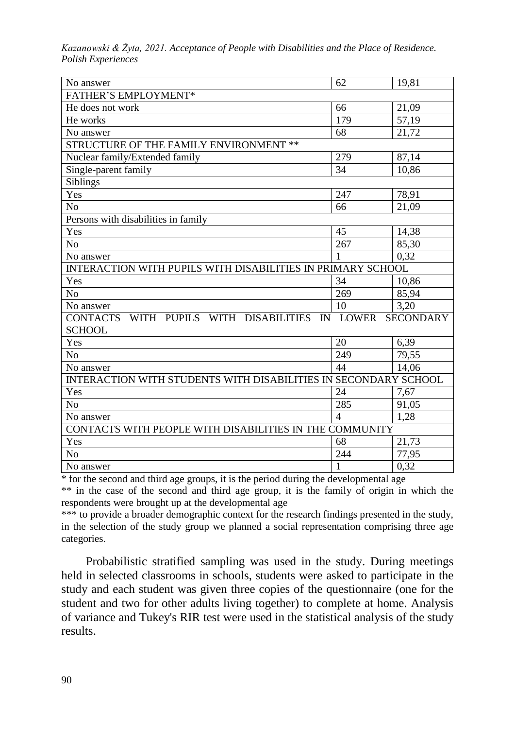| | | |
|---|---|---|
| No answer | 62 | 19,81 |
| FATHER'S EMPLOYMENT* | | |
| He does not work | 66 | 21,09 |
| He works | 179 | 57,19 |
| No answer | 68 | 21,72 |
| STRUCTURE OF THE FAMILY ENVIRONMENT ** | | |
| Nuclear family/Extended family | 279 | 87,14 |
| Single-parent family | 34 | 10,86 |
| Siblings | | |
| Yes | 247 | 78,91 |
| No | 66 | 21,09 |
| Persons with disabilities in family | | |
| Yes | 45 | 14,38 |
| No | 267 | 85,30 |
| No answer | 1 | 0,32 |
| INTERACTION WITH PUPILS WITH DISABILITIES IN PRIMARY SCHOOL | | |
| Yes | 34 | 10,86 |
| No | 269 | 85,94 |
| No answer | 10 | 3,20 |
| CONTACTS WITH PUPILS WITH DISABILITIES IN LOWER SECONDARY SCHOOL | | |
| Yes | 20 | 6,39 |
| No | 249 | 79,55 |
| No answer | 44 | 14,06 |
| INTERACTION WITH STUDENTS WITH DISABILITIES IN SECONDARY SCHOOL | | |
| Yes | 24 | 7,67 |
| No | 285 | 91,05 |
| No answer | 4 | 1,28 |
| CONTACTS WITH PEOPLE WITH DISABILITIES IN THE COMMUNITY | | |
| Yes | 68 | 21,73 |
| No | 244 | 77,95 |
| No answer | 1 | 0,32 |

\* for the second and third age groups, it is the period during the developmental age

\*\* in the case of the second and third age group, it is the family of origin in which the respondents were brought up at the developmental age

\*\*\* to provide a broader demographic context for the research findings presented in the study, in the selection of the study group we planned a social representation comprising three age categories.

Probabilistic stratified sampling was used in the study. During meetings held in selected classrooms in schools, students were asked to participate in the study and each student was given three copies of the questionnaire (one for the student and two for other adults living together) to complete at home. Analysis of variance and Tukey's RIR test were used in the statistical analysis of the study results.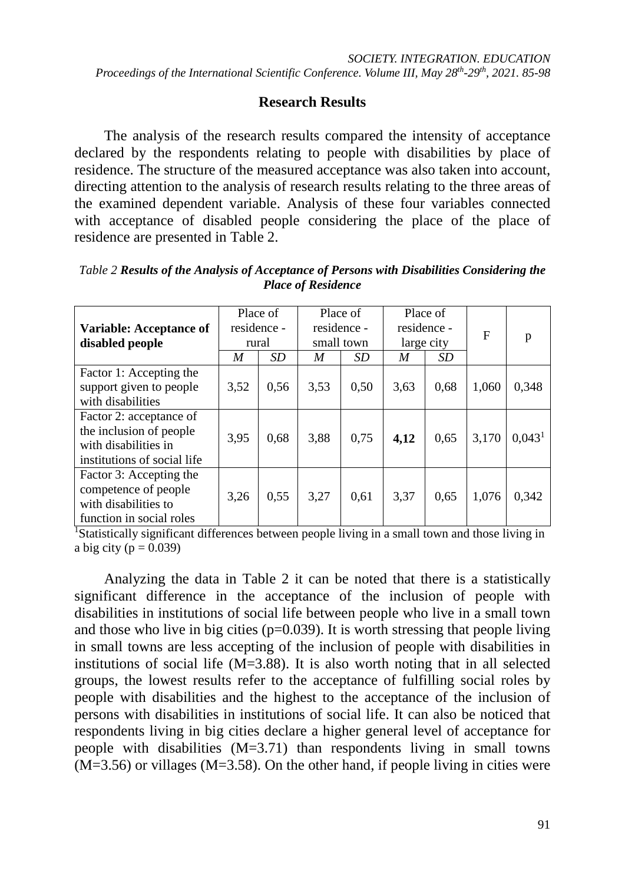## Research Results

The analysis of the research results compared the intensity of acceptance declared by the respondents relating to people with disabilities by place of residence. The structure of the measured acceptance was also taken into account, directing attention to the analysis of research results relating to the three areas of the examined dependent variable. Analysis of these four variables connected with acceptance of disabled people considering the place of the place of residence are presented in Table 2.

*Table 2* ***Results of the Analysis of Acceptance of Persons with Disabilities Considering the Place of Residence***

| Variable: Acceptance of disabled people | Place of residence - rural | | Place of residence - small town | | Place of residence - large city | | F | p |
|---|---|---|---|---|---|---|---|---|
| | *M* | *SD* | *M* | *SD* | *M* | *SD* | | |
| Factor 1: Accepting the support given to people with disabilities | 3,52 | 0,56 | 3,53 | 0,50 | 3,63 | 0,68 | 1,060 | 0,348 |
| Factor 2: acceptance of the inclusion of people with disabilities in institutions of social life | 3,95 | 0,68 | 3,88 | 0,75 | **4,12** | 0,65 | 3,170 | 0,043[1] |
| Factor 3: Accepting the competence of people with disabilities to function in social roles | 3,26 | 0,55 | 3,27 | 0,61 | 3,37 | 0,65 | 1,076 | 0,342 |

[1]Statistically significant differences between people living in a small town and those living in a big city ($p = 0.039$)

Analyzing the data in Table 2 it can be noted that there is a statistically significant difference in the acceptance of the inclusion of people with disabilities in institutions of social life between people who live in a small town and those who live in big cities ($p=0.039$). It is worth stressing that people living in small towns are less accepting of the inclusion of people with disabilities in institutions of social life ($M=3.88$). It is also worth noting that in all selected groups, the lowest results refer to the acceptance of fulfilling social roles by people with disabilities and the highest to the acceptance of the inclusion of persons with disabilities in institutions of social life. It can also be noticed that respondents living in big cities declare a higher general level of acceptance for people with disabilities ($M=3.71$) than respondents living in small towns ($M=3.56$) or villages ($M=3.58$). On the other hand, if people living in cities were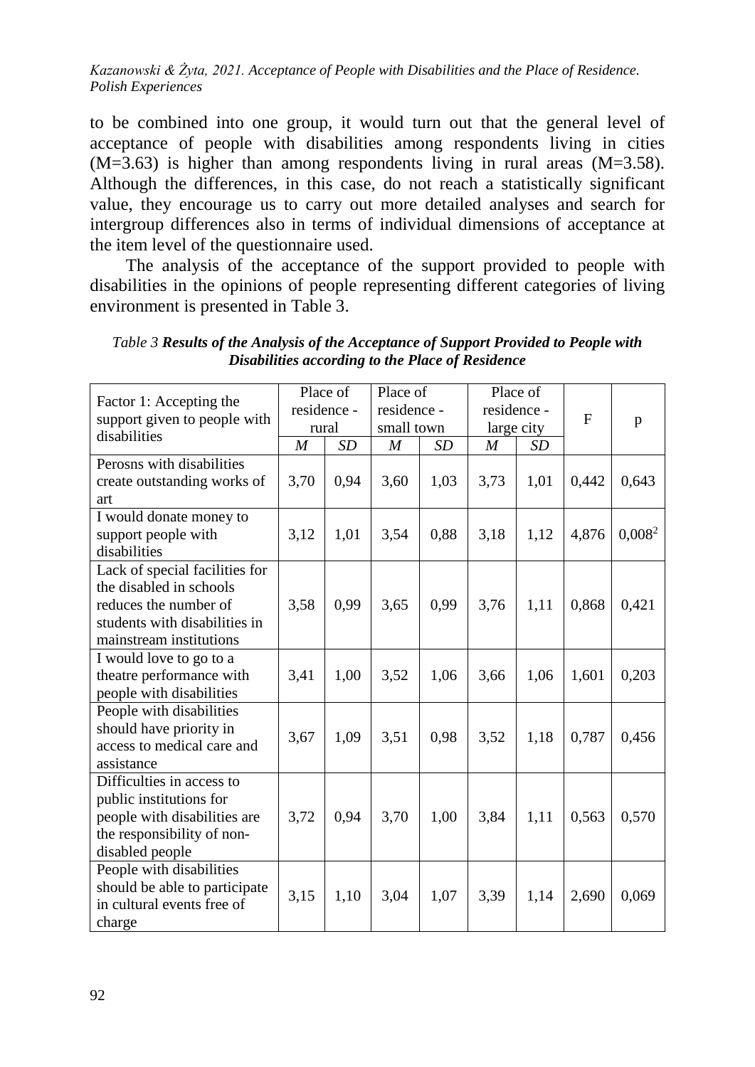to be combined into one group, it would turn out that the general level of acceptance of people with disabilities among respondents living in cities (M=3.63) is higher than among respondents living in rural areas (M=3.58). Although the differences, in this case, do not reach a statistically significant value, they encourage us to carry out more detailed analyses and search for intergroup differences also in terms of individual dimensions of acceptance at the item level of the questionnaire used.

The analysis of the acceptance of the support provided to people with disabilities in the opinions of people representing different categories of living environment is presented in Table 3.

*Table 3* ***Results of the Analysis of the Acceptance of Support Provided to People with Disabilities according to the Place of Residence***

| Factor 1: Accepting the support given to people with disabilities | Place of residence - rural | | Place of residence - small town | | Place of residence - large city | | F | p |
|---|---|---|---|---|---|---|---|---|
| | *M* | *SD* | *M* | *SD* | *M* | *SD* | | |
| Perosns with disabilities create outstanding works of art | 3,70 | 0,94 | 3,60 | 1,03 | 3,73 | 1,01 | 0,442 | 0,643 |
| I would donate money to support people with disabilities | 3,12 | 1,01 | 3,54 | 0,88 | 3,18 | 1,12 | 4,876 | 0,008[2] |
| Lack of special facilities for the disabled in schools reduces the number of students with disabilities in mainstream institutions | 3,58 | 0,99 | 3,65 | 0,99 | 3,76 | 1,11 | 0,868 | 0,421 |
| I would love to go to a theatre performance with people with disabilities | 3,41 | 1,00 | 3,52 | 1,06 | 3,66 | 1,06 | 1,601 | 0,203 |
| People with disabilities should have priority in access to medical care and assistance | 3,67 | 1,09 | 3,51 | 0,98 | 3,52 | 1,18 | 0,787 | 0,456 |
| Difficulties in access to public institutions for people with disabilities are the responsibility of non-disabled people | 3,72 | 0,94 | 3,70 | 1,00 | 3,84 | 1,11 | 0,563 | 0,570 |
| People with disabilities should be able to participate in cultural events free of charge | 3,15 | 1,10 | 3,04 | 1,07 | 3,39 | 1,14 | 2,690 | 0,069 |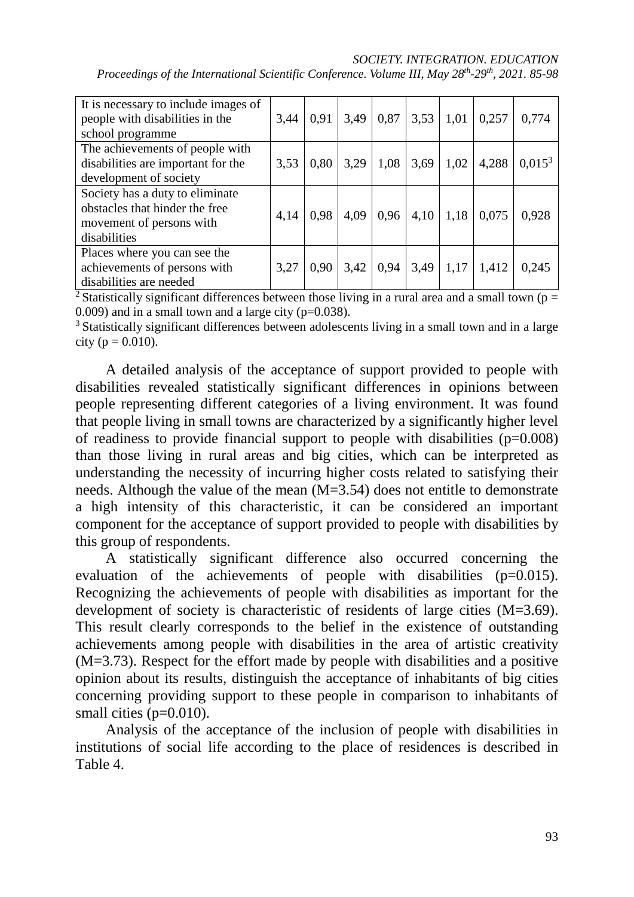| | | | | | | | | |
|---|---|---|---|---|---|---|---|---|
| It is necessary to include images of people with disabilities in the school programme | 3,44 | 0,91 | 3,49 | 0,87 | 3,53 | 1,01 | 0,257 | 0,774 |
| The achievements of people with disabilities are important for the development of society | 3,53 | 0,80 | 3,29 | 1,08 | 3,69 | 1,02 | 4,288 | 0,015[3] |
| Society has a duty to eliminate obstacles that hinder the free movement of persons with disabilities | 4,14 | 0,98 | 4,09 | 0,96 | 4,10 | 1,18 | 0,075 | 0,928 |
| Places where you can see the achievements of persons with disabilities are needed | 3,27 | 0,90 | 3,42 | 0,94 | 3,49 | 1,17 | 1,412 | 0,245 |

[2] Statistically significant differences between those living in a rural area and a small town ($p = 0.009$) and in a small town and a large city ($p=0.038$).

[3] Statistically significant differences between adolescents living in a small town and in a large city ($p = 0.010$).

A detailed analysis of the acceptance of support provided to people with disabilities revealed statistically significant differences in opinions between people representing different categories of a living environment. It was found that people living in small towns are characterized by a significantly higher level of readiness to provide financial support to people with disabilities ($p=0.008$) than those living in rural areas and big cities, which can be interpreted as understanding the necessity of incurring higher costs related to satisfying their needs. Although the value of the mean ($M=3.54$) does not entitle to demonstrate a high intensity of this characteristic, it can be considered an important component for the acceptance of support provided to people with disabilities by this group of respondents.

A statistically significant difference also occurred concerning the evaluation of the achievements of people with disabilities ($p=0.015$). Recognizing the achievements of people with disabilities as important for the development of society is characteristic of residents of large cities ($M=3.69$). This result clearly corresponds to the belief in the existence of outstanding achievements among people with disabilities in the area of artistic creativity ($M=3.73$). Respect for the effort made by people with disabilities and a positive opinion about its results, distinguish the acceptance of inhabitants of big cities concerning providing support to these people in comparison to inhabitants of small cities ($p=0.010$).

Analysis of the acceptance of the inclusion of people with disabilities in institutions of social life according to the place of residences is described in Table 4.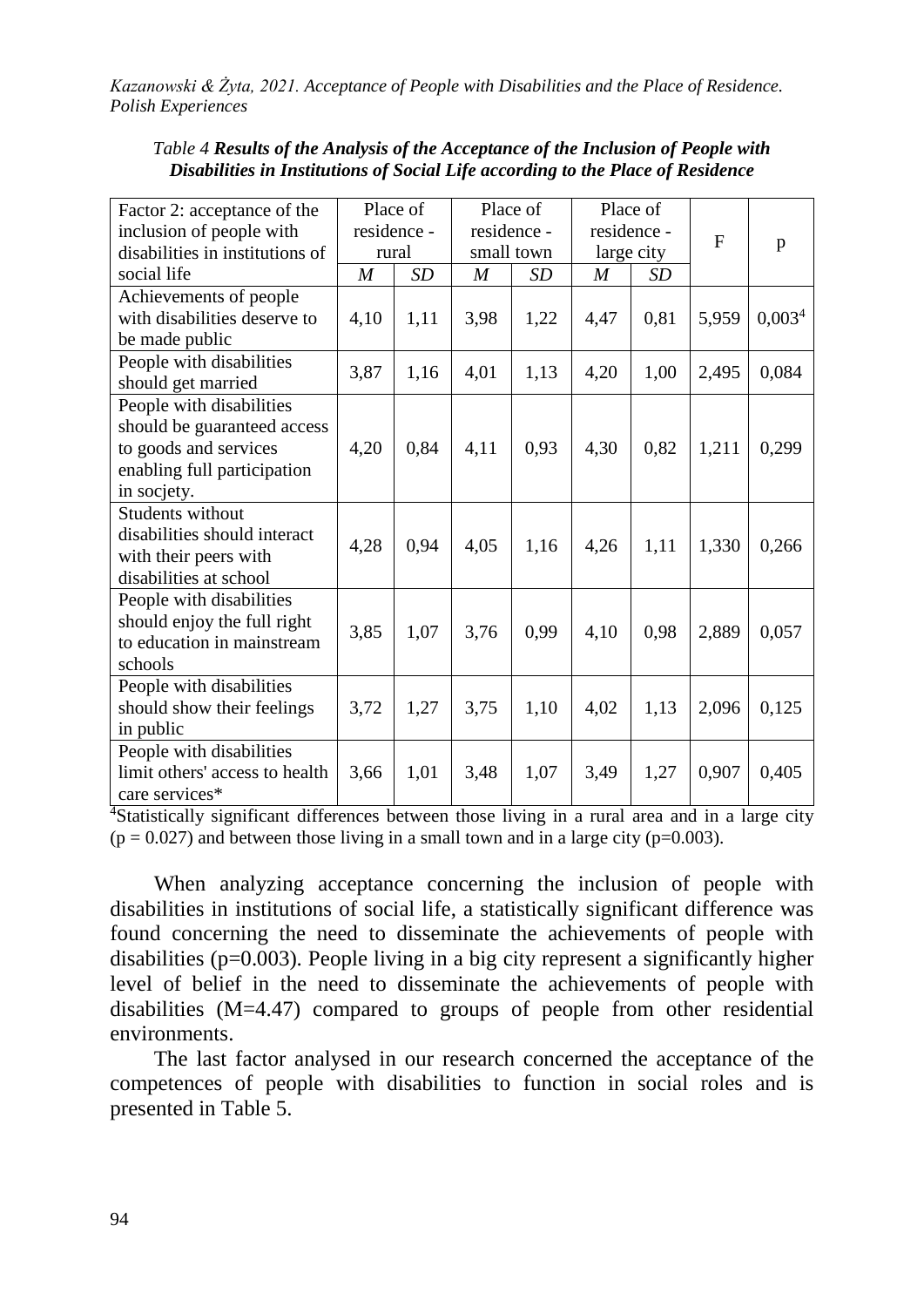*Table 4* ***Results of the Analysis of the Acceptance of the Inclusion of People with Disabilities in Institutions of Social Life according to the Place of Residence***

| Factor 2: acceptance of the inclusion of people with disabilities in institutions of social life | Place of residence - rural | | Place of residence - small town | | Place of residence - large city | | F | p |
|---|---|---|---|---|---|---|---|---|
| | *M* | *SD* | *M* | *SD* | *M* | *SD* | | |
| Achievements of people with disabilities deserve to be made public | 4,10 | 1,11 | 3,98 | 1,22 | 4,47 | 0,81 | 5,959 | 0,003[4] |
| People with disabilities should get married | 3,87 | 1,16 | 4,01 | 1,13 | 4,20 | 1,00 | 2,495 | 0,084 |
| People with disabilities should be guaranteed access to goods and services enabling full participation in socjety. | 4,20 | 0,84 | 4,11 | 0,93 | 4,30 | 0,82 | 1,211 | 0,299 |
| Students without disabilities should interact with their peers with disabilities at school | 4,28 | 0,94 | 4,05 | 1,16 | 4,26 | 1,11 | 1,330 | 0,266 |
| People with disabilities should enjoy the full right to education in mainstream schools | 3,85 | 1,07 | 3,76 | 0,99 | 4,10 | 0,98 | 2,889 | 0,057 |
| People with disabilities should show their feelings in public | 3,72 | 1,27 | 3,75 | 1,10 | 4,02 | 1,13 | 2,096 | 0,125 |
| People with disabilities limit others' access to health care services* | 3,66 | 1,01 | 3,48 | 1,07 | 3,49 | 1,27 | 0,907 | 0,405 |

[4]Statistically significant differences between those living in a rural area and in a large city ($p = 0.027$) and between those living in a small town and in a large city ($p=0.003$).

When analyzing acceptance concerning the inclusion of people with disabilities in institutions of social life, a statistically significant difference was found concerning the need to disseminate the achievements of people with disabilities ($p=0.003$). People living in a big city represent a significantly higher level of belief in the need to disseminate the achievements of people with disabilities ($M=4.47$) compared to groups of people from other residential environments.

The last factor analysed in our research concerned the acceptance of the competences of people with disabilities to function in social roles and is presented in Table 5.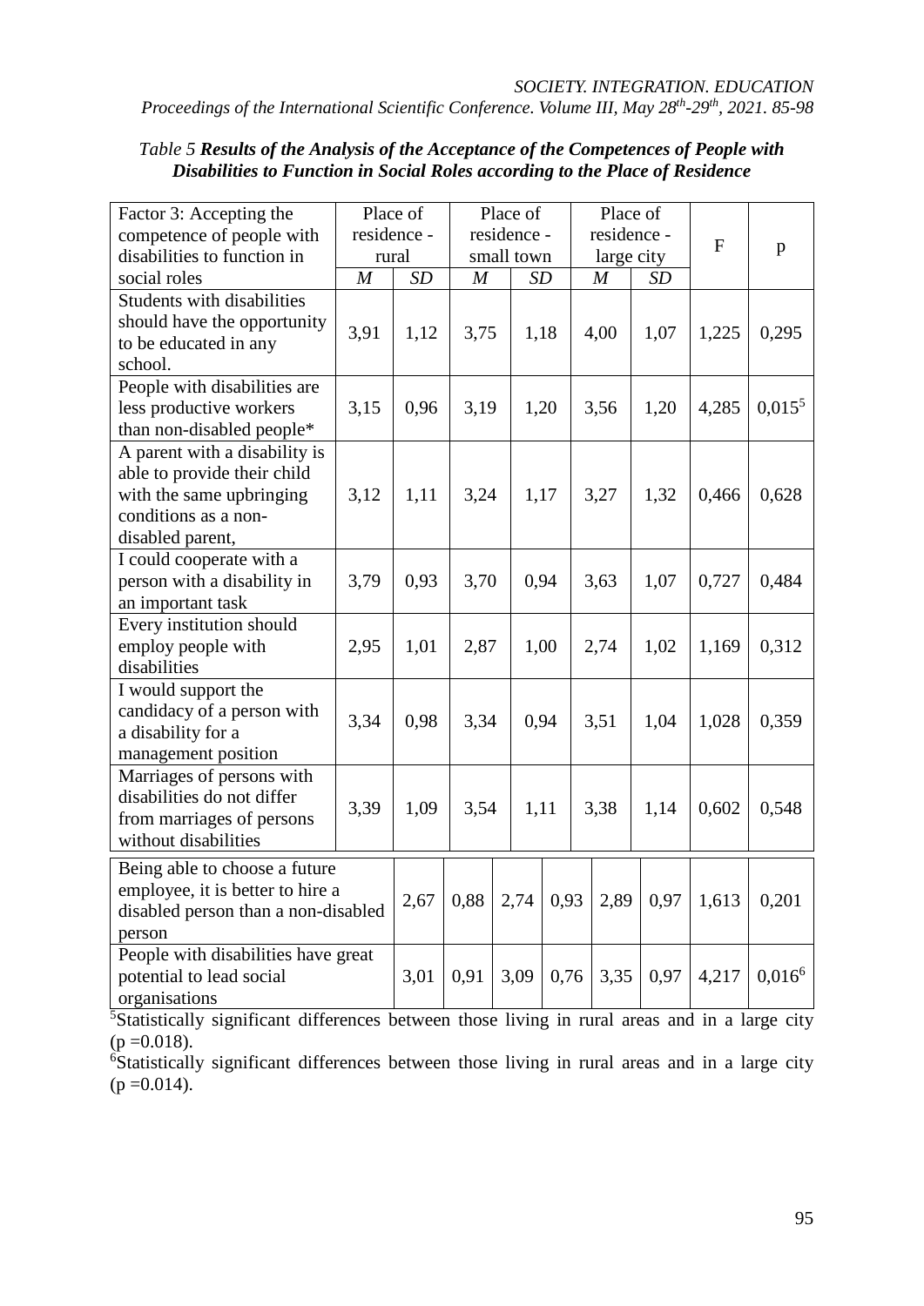*Table 5* ***Results of the Analysis of the Acceptance of the Competences of People with Disabilities to Function in Social Roles according to the Place of Residence***

| Factor 3: Accepting the competence of people with disabilities to function in social roles | Place of residence - rural | | Place of residence - small town | | Place of residence - large city | | F | p |
|---|---|---|---|---|---|---|---|---|
| | *M* | *SD* | *M* | *SD* | *M* | *SD* | | |
| Students with disabilities should have the opportunity to be educated in any school. | 3,91 | 1,12 | 3,75 | 1,18 | 4,00 | 1,07 | 1,225 | 0,295 |
| People with disabilities are less productive workers than non-disabled people* | 3,15 | 0,96 | 3,19 | 1,20 | 3,56 | 1,20 | 4,285 | 0,015[5] |
| A parent with a disability is able to provide their child with the same upbringing conditions as a non-disabled parent, | 3,12 | 1,11 | 3,24 | 1,17 | 3,27 | 1,32 | 0,466 | 0,628 |
| I could cooperate with a person with a disability in an important task | 3,79 | 0,93 | 3,70 | 0,94 | 3,63 | 1,07 | 0,727 | 0,484 |
| Every institution should employ people with disabilities | 2,95 | 1,01 | 2,87 | 1,00 | 2,74 | 1,02 | 1,169 | 0,312 |
| I would support the candidacy of a person with a disability for a management position | 3,34 | 0,98 | 3,34 | 0,94 | 3,51 | 1,04 | 1,028 | 0,359 |
| Marriages of persons with disabilities do not differ from marriages of persons without disabilities | 3,39 | 1,09 | 3,54 | 1,11 | 3,38 | 1,14 | 0,602 | 0,548 |
| Being able to choose a future employee, it is better to hire a disabled person than a non-disabled person | 2,67 | 0,88 | 2,74 | 0,93 | 2,89 | 0,97 | 1,613 | 0,201 |
| People with disabilities have great potential to lead social organisations | 3,01 | 0,91 | 3,09 | 0,76 | 3,35 | 0,97 | 4,217 | 0,016[6] |

[5]Statistically significant differences between those living in rural areas and in a large city ($p = 0.018$).

[6]Statistically significant differences between those living in rural areas and in a large city ($p = 0.014$).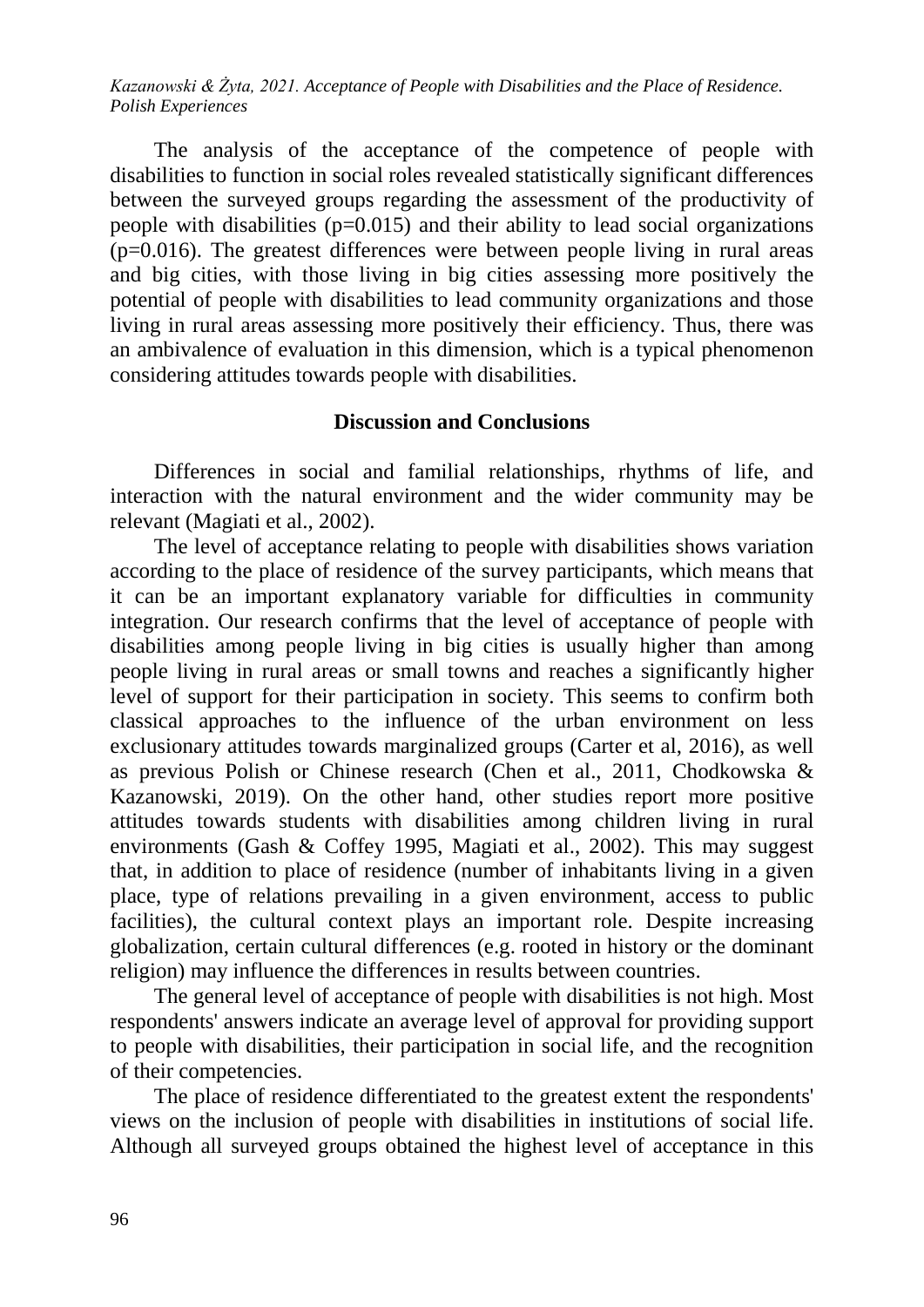The analysis of the acceptance of the competence of people with disabilities to function in social roles revealed statistically significant differences between the surveyed groups regarding the assessment of the productivity of people with disabilities ($p=0.015$) and their ability to lead social organizations ($p=0.016$). The greatest differences were between people living in rural areas and big cities, with those living in big cities assessing more positively the potential of people with disabilities to lead community organizations and those living in rural areas assessing more positively their efficiency. Thus, there was an ambivalence of evaluation in this dimension, which is a typical phenomenon considering attitudes towards people with disabilities.

## Discussion and Conclusions

Differences in social and familial relationships, rhythms of life, and interaction with the natural environment and the wider community may be relevant (Magiati et al., 2002).

The level of acceptance relating to people with disabilities shows variation according to the place of residence of the survey participants, which means that it can be an important explanatory variable for difficulties in community integration. Our research confirms that the level of acceptance of people with disabilities among people living in big cities is usually higher than among people living in rural areas or small towns and reaches a significantly higher level of support for their participation in society. This seems to confirm both classical approaches to the influence of the urban environment on less exclusionary attitudes towards marginalized groups (Carter et al, 2016), as well as previous Polish or Chinese research (Chen et al., 2011, Chodkowska & Kazanowski, 2019). On the other hand, other studies report more positive attitudes towards students with disabilities among children living in rural environments (Gash & Coffey 1995, Magiati et al., 2002). This may suggest that, in addition to place of residence (number of inhabitants living in a given place, type of relations prevailing in a given environment, access to public facilities), the cultural context plays an important role. Despite increasing globalization, certain cultural differences (e.g. rooted in history or the dominant religion) may influence the differences in results between countries.

The general level of acceptance of people with disabilities is not high. Most respondents' answers indicate an average level of approval for providing support to people with disabilities, their participation in social life, and the recognition of their competencies.

The place of residence differentiated to the greatest extent the respondents' views on the inclusion of people with disabilities in institutions of social life. Although all surveyed groups obtained the highest level of acceptance in this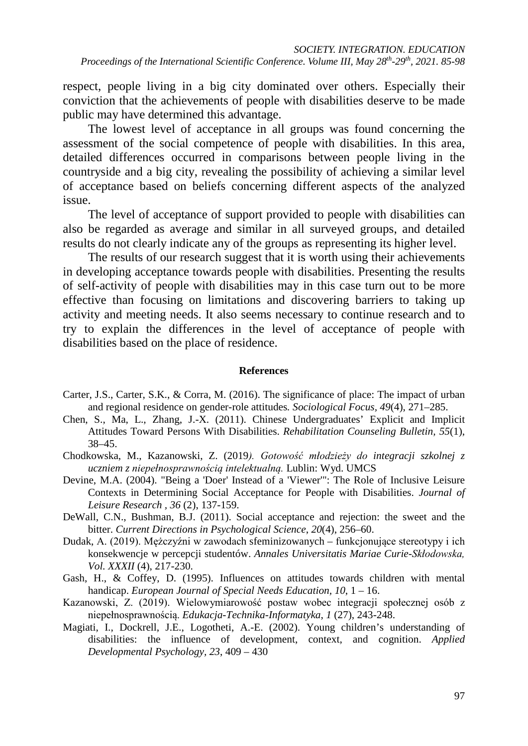respect, people living in a big city dominated over others. Especially their conviction that the achievements of people with disabilities deserve to be made public may have determined this advantage.

The lowest level of acceptance in all groups was found concerning the assessment of the social competence of people with disabilities. In this area, detailed differences occurred in comparisons between people living in the countryside and a big city, revealing the possibility of achieving a similar level of acceptance based on beliefs concerning different aspects of the analyzed issue.

The level of acceptance of support provided to people with disabilities can also be regarded as average and similar in all surveyed groups, and detailed results do not clearly indicate any of the groups as representing its higher level.

The results of our research suggest that it is worth using their achievements in developing acceptance towards people with disabilities. Presenting the results of self-activity of people with disabilities may in this case turn out to be more effective than focusing on limitations and discovering barriers to taking up activity and meeting needs. It also seems necessary to continue research and to try to explain the differences in the level of acceptance of people with disabilities based on the place of residence.

## References

Carter, J.S., Carter, S.K., & Corra, M. (2016). The significance of place: The impact of urban and regional residence on gender-role attitudes. *Sociological Focus*, *49*(4), 271–285.

Chen, S., Ma, L., Zhang, J.-X. (2011). Chinese Undergraduates' Explicit and Implicit Attitudes Toward Persons With Disabilities. *Rehabilitation Counseling Bulletin, 55*(1), 38–45.

Chodkowska, M., Kazanowski, Z. (2019*). Gotowość młodzieży do integracji szkolnej z uczniem z niepełnosprawnością intelektualną.* Lublin: Wyd. UMCS

Devine, M.A. (2004). "Being a 'Doer' Instead of a 'Viewer'": The Role of Inclusive Leisure Contexts in Determining Social Acceptance for People with Disabilities. *Journal of Leisure Research , 36* (2), 137-159.

DeWall, C.N., Bushman, B.J. (2011). Social acceptance and rejection: the sweet and the bitter. *Current Directions in Psychological Science*, *20*(4), 256–60.

Dudak, A. (2019). Mężczyźni w zawodach sfeminizowanych – funkcjonujące stereotypy i ich konsekwencje w percepcji studentów. *Annales Universitatis Mariae Curie-Skłodowska, Vol. XXXII* (4), 217-230.

Gash, H., & Coffey, D. (1995). Influences on attitudes towards children with mental handicap. *European Journal of Special Needs Education, 10*, 1 – 16.

Kazanowski, Z. (2019). Wielowymiarowość postaw wobec integracji społecznej osób z niepełnosprawnością. *Edukacja-Technika-Informatyka*, *1* (27), 243-248.

Magiati, I., Dockrell, J.E., Logotheti, A.-E. (2002). Young children's understanding of disabilities: the influence of development, context, and cognition. *Applied Developmental Psychology, 23*, 409 – 430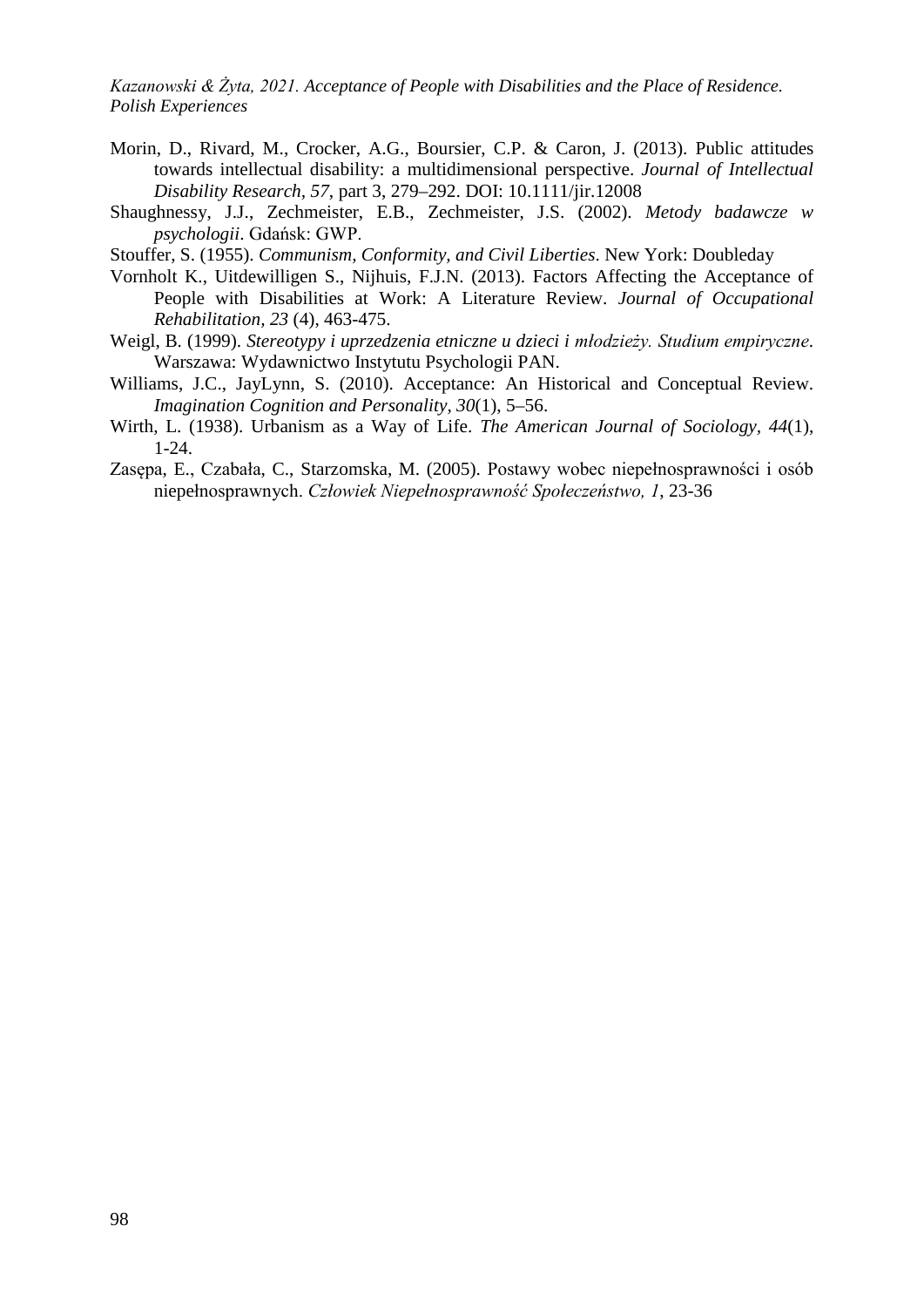Morin, D., Rivard, M., Crocker, A.G., Boursier, C.P. & Caron, J. (2013). Public attitudes towards intellectual disability: a multidimensional perspective. *Journal of Intellectual Disability Research*, *57*, part 3, 279–292. DOI: 10.1111/jir.12008

Shaughnessy, J.J., Zechmeister, E.B., Zechmeister, J.S. (2002). *Metody badawcze w psychologii*. Gdańsk: GWP.

Stouffer, S. (1955). *Communism, Conformity, and Civil Liberties*. New York: Doubleday

Vornholt K., Uitdewilligen S., Nijhuis, F.J.N. (2013). Factors Affecting the Acceptance of People with Disabilities at Work: A Literature Review. *Journal of Occupational Rehabilitation, 23* (4), 463-475.

Weigl, B. (1999). *Stereotypy i uprzedzenia etniczne u dzieci i młodzieży. Studium empiryczne*. Warszawa: Wydawnictwo Instytutu Psychologii PAN.

Williams, J.C., JayLynn, S. (2010). Acceptance: An Historical and Conceptual Review. *Imagination Cognition and Personality*, *30*(1), 5–56.

Wirth, L. (1938). Urbanism as a Way of Life. *The American Journal of Sociology*, *44*(1), 1-24.

Zasępa, E., Czabała, C., Starzomska, M. (2005). Postawy wobec niepełnosprawności i osób niepełnosprawnych. *Człowiek Niepełnosprawność Społeczeństwo, 1*, 23-36